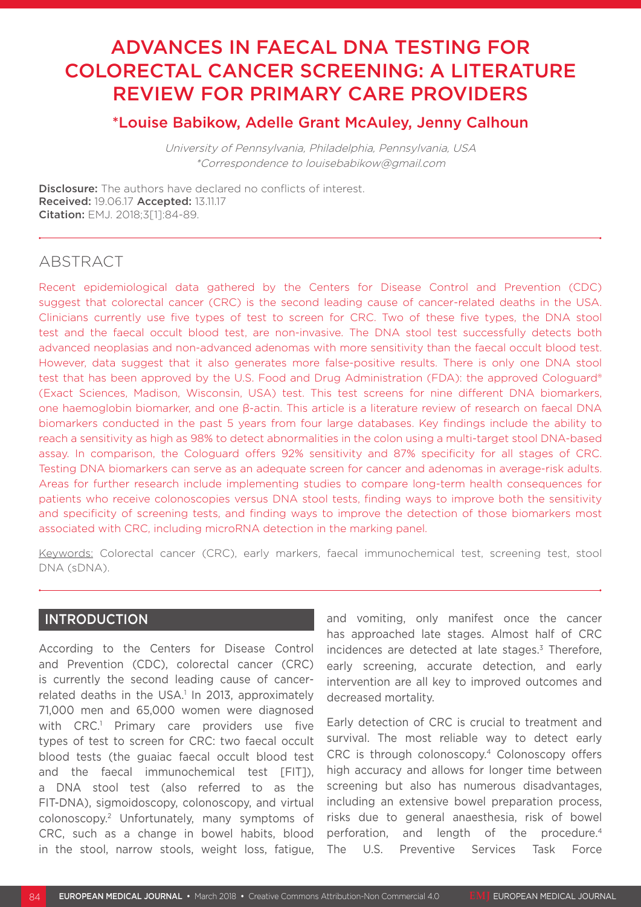# ADVANCES IN FAECAL DNA TESTING FOR COLORECTAL CANCER SCREENING: A LITERATURE REVIEW FOR PRIMARY CARE PROVIDERS

## *Louise Babikow, Adelle Grant McAuley, Jenny Calhoun

*University of Pennsylvania, Philadelphia, Pennsylvania, USA*
*\*Correspondence to louisebabikow@gmail.com*

**Disclosure:** The authors have declared no conflicts of interest.
**Received:** 19.06.17 **Accepted:** 13.11.17
**Citation:** EMJ. 2018;3[1]:84-89.

## ABSTRACT

Recent epidemiological data gathered by the Centers for Disease Control and Prevention (CDC) suggest that colorectal cancer (CRC) is the second leading cause of cancer-related deaths in the USA. Clinicians currently use five types of test to screen for CRC. Two of these five types, the DNA stool test and the faecal occult blood test, are non-invasive. The DNA stool test successfully detects both advanced neoplasias and non-advanced adenomas with more sensitivity than the faecal occult blood test. However, data suggest that it also generates more false-positive results. There is only one DNA stool test that has been approved by the U.S. Food and Drug Administration (FDA): the approved Cologuard® (Exact Sciences, Madison, Wisconsin, USA) test. This test screens for nine different DNA biomarkers, one haemoglobin biomarker, and one β-actin. This article is a literature review of research on faecal DNA biomarkers conducted in the past 5 years from four large databases. Key findings include the ability to reach a sensitivity as high as 98% to detect abnormalities in the colon using a multi-target stool DNA-based assay. In comparison, the Cologuard offers 92% sensitivity and 87% specificity for all stages of CRC. Testing DNA biomarkers can serve as an adequate screen for cancer and adenomas in average-risk adults. Areas for further research include implementing studies to compare long-term health consequences for patients who receive colonoscopies versus DNA stool tests, finding ways to improve both the sensitivity and specificity of screening tests, and finding ways to improve the detection of those biomarkers most associated with CRC, including microRNA detection in the marking panel.

Keywords: Colorectal cancer (CRC), early markers, faecal immunochemical test, screening test, stool DNA (sDNA).

## INTRODUCTION

According to the Centers for Disease Control and Prevention (CDC), colorectal cancer (CRC) is currently the second leading cause of cancer-related deaths in the USA.[1] In 2013, approximately 71,000 men and 65,000 women were diagnosed with CRC.[1] Primary care providers use five types of test to screen for CRC: two faecal occult blood tests (the guaiac faecal occult blood test and the faecal immunochemical test [FIT]), a DNA stool test (also referred to as the FIT-DNA), sigmoidoscopy, colonoscopy, and virtual colonoscopy.[2] Unfortunately, many symptoms of CRC, such as a change in bowel habits, blood in the stool, narrow stools, weight loss, fatigue, and vomiting, only manifest once the cancer has approached late stages. Almost half of CRC incidences are detected at late stages.[3] Therefore, early screening, accurate detection, and early intervention are all key to improved outcomes and decreased mortality.

Early detection of CRC is crucial to treatment and survival. The most reliable way to detect early CRC is through colonoscopy.[4] Colonoscopy offers high accuracy and allows for longer time between screening but also has numerous disadvantages, including an extensive bowel preparation process, risks due to general anaesthesia, risk of bowel perforation, and length of the procedure.[4] The U.S. Preventive Services Task Force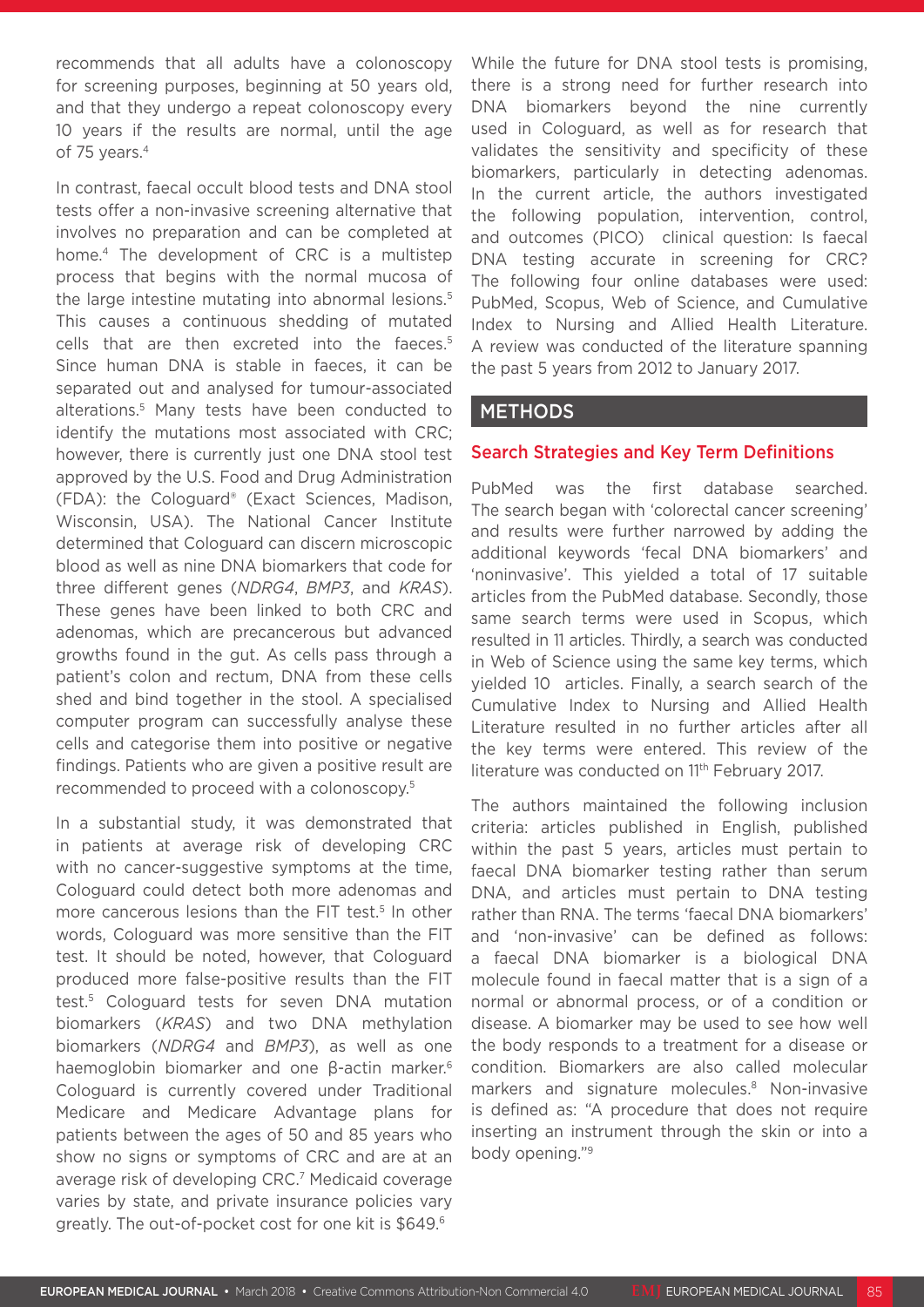recommends that all adults have a colonoscopy for screening purposes, beginning at 50 years old, and that they undergo a repeat colonoscopy every 10 years if the results are normal, until the age of 75 years.[4]

In contrast, faecal occult blood tests and DNA stool tests offer a non-invasive screening alternative that involves no preparation and can be completed at home.[4] The development of CRC is a multistep process that begins with the normal mucosa of the large intestine mutating into abnormal lesions.[5] This causes a continuous shedding of mutated cells that are then excreted into the faeces.[5] Since human DNA is stable in faeces, it can be separated out and analysed for tumour-associated alterations.[5] Many tests have been conducted to identify the mutations most associated with CRC; however, there is currently just one DNA stool test approved by the U.S. Food and Drug Administration (FDA): the Cologuard® (Exact Sciences, Madison, Wisconsin, USA). The National Cancer Institute determined that Cologuard can discern microscopic blood as well as nine DNA biomarkers that code for three different genes (*NDRG4*, *BMP3*, and *KRAS*). These genes have been linked to both CRC and adenomas, which are precancerous but advanced growths found in the gut. As cells pass through a patient's colon and rectum, DNA from these cells shed and bind together in the stool. A specialised computer program can successfully analyse these cells and categorise them into positive or negative findings. Patients who are given a positive result are recommended to proceed with a colonoscopy.[5]

In a substantial study, it was demonstrated that in patients at average risk of developing CRC with no cancer-suggestive symptoms at the time, Cologuard could detect both more adenomas and more cancerous lesions than the FIT test.[5] In other words, Cologuard was more sensitive than the FIT test. It should be noted, however, that Cologuard produced more false-positive results than the FIT test.[5] Cologuard tests for seven DNA mutation biomarkers (*KRAS*) and two DNA methylation biomarkers (*NDRG4* and *BMP3*), as well as one haemoglobin biomarker and one β-actin marker.[6] Cologuard is currently covered under Traditional Medicare and Medicare Advantage plans for patients between the ages of 50 and 85 years who show no signs or symptoms of CRC and are at an average risk of developing CRC.[7] Medicaid coverage varies by state, and private insurance policies vary greatly. The out-of-pocket cost for one kit is $649.[6]

While the future for DNA stool tests is promising, there is a strong need for further research into DNA biomarkers beyond the nine currently used in Cologuard, as well as for research that validates the sensitivity and specificity of these biomarkers, particularly in detecting adenomas. In the current article, the authors investigated the following population, intervention, control, and outcomes (PICO) clinical question: Is faecal DNA testing accurate in screening for CRC? The following four online databases were used: PubMed, Scopus, Web of Science, and Cumulative Index to Nursing and Allied Health Literature. A review was conducted of the literature spanning the past 5 years from 2012 to January 2017.

## METHODS

### Search Strategies and Key Term Definitions

PubMed was the first database searched. The search began with 'colorectal cancer screening' and results were further narrowed by adding the additional keywords 'fecal DNA biomarkers' and 'noninvasive'. This yielded a total of 17 suitable articles from the PubMed database. Secondly, those same search terms were used in Scopus, which resulted in 11 articles. Thirdly, a search was conducted in Web of Science using the same key terms, which yielded 10 articles. Finally, a search search of the Cumulative Index to Nursing and Allied Health Literature resulted in no further articles after all the key terms were entered. This review of the literature was conducted on 11th February 2017.

The authors maintained the following inclusion criteria: articles published in English, published within the past 5 years, articles must pertain to faecal DNA biomarker testing rather than serum DNA, and articles must pertain to DNA testing rather than RNA. The terms 'faecal DNA biomarkers' and 'non-invasive' can be defined as follows: a faecal DNA biomarker is a biological DNA molecule found in faecal matter that is a sign of a normal or abnormal process, or of a condition or disease. A biomarker may be used to see how well the body responds to a treatment for a disease or condition. Biomarkers are also called molecular markers and signature molecules.[8] Non-invasive is defined as: "A procedure that does not require inserting an instrument through the skin or into a body opening."[9]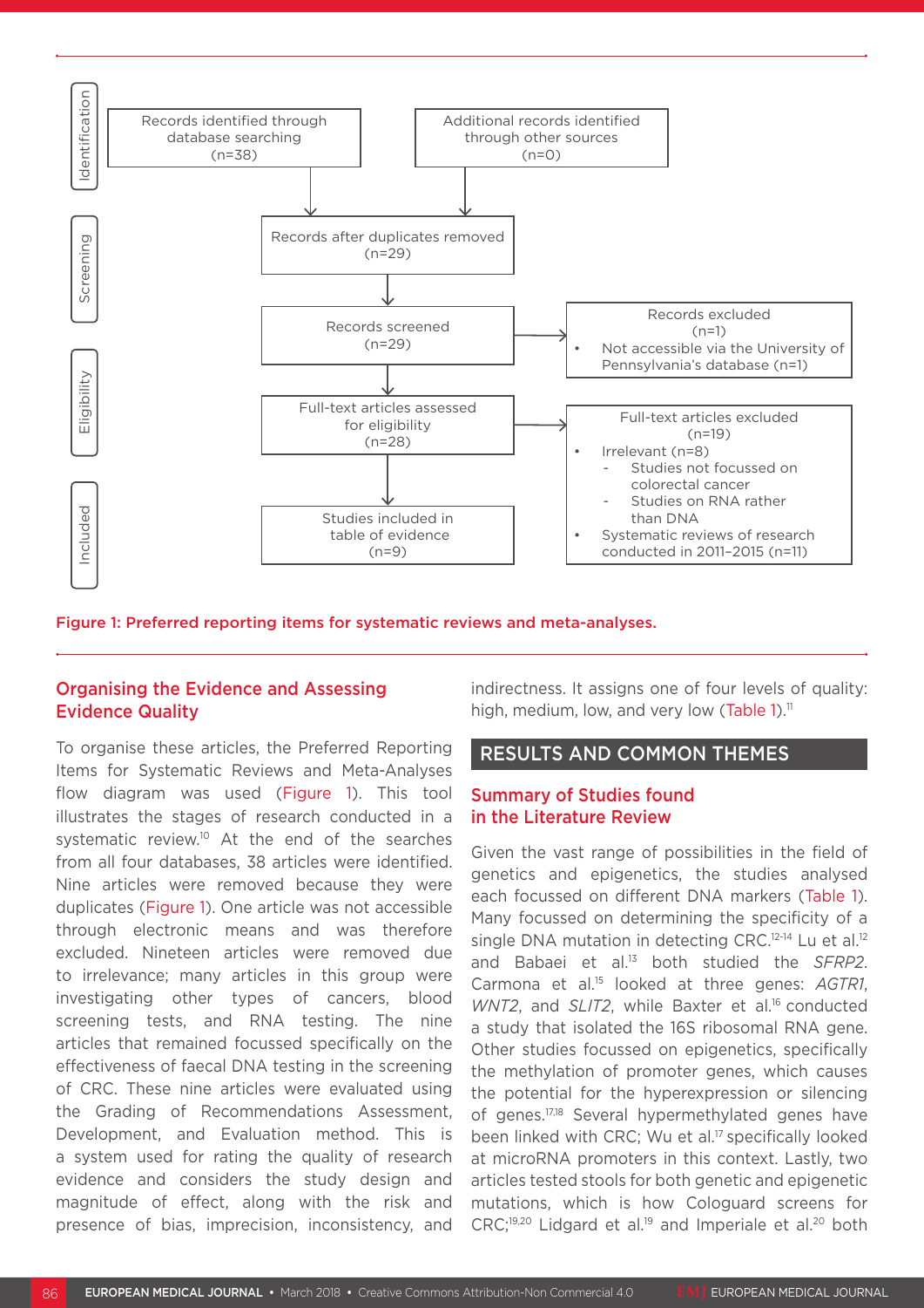| Stage | | | |
|---|---|---|---|
| Identification | Records identified through database searching (n=38) | Additional records identified through other sources (n=0) | |
| Screening | Records after duplicates removed (n=29) | | |
| | Records screened (n=29) | → | Records excluded (n=1) • Not accessible via the University of Pennsylvania's database (n=1) |
| Eligibility | Full-text articles assessed for eligibility (n=28) | → | Full-text articles excluded (n=19) • Irrelevant (n=8) - Studies not focussed on colorectal cancer - Studies on RNA rather than DNA • Systematic reviews of research conducted in 2011–2015 (n=11) |
| Included | Studies included in table of evidence (n=9) | | |

**Figure 1: Preferred reporting items for systematic reviews and meta-analyses.**

## Organising the Evidence and Assessing Evidence Quality

To organise these articles, the Preferred Reporting Items for Systematic Reviews and Meta-Analyses flow diagram was used (Figure 1). This tool illustrates the stages of research conducted in a systematic review.[10] At the end of the searches from all four databases, 38 articles were identified. Nine articles were removed because they were duplicates (Figure 1). One article was not accessible through electronic means and was therefore excluded. Nineteen articles were removed due to irrelevance; many articles in this group were investigating other types of cancers, blood screening tests, and RNA testing. The nine articles that remained focussed specifically on the effectiveness of faecal DNA testing in the screening of CRC. These nine articles were evaluated using the Grading of Recommendations Assessment, Development, and Evaluation method. This is a system used for rating the quality of research evidence and considers the study design and magnitude of effect, along with the risk and presence of bias, imprecision, inconsistency, and indirectness. It assigns one of four levels of quality: high, medium, low, and very low (Table 1).[11]

## RESULTS AND COMMON THEMES

### Summary of Studies found in the Literature Review

Given the vast range of possibilities in the field of genetics and epigenetics, the studies analysed each focussed on different DNA markers (Table 1). Many focussed on determining the specificity of a single DNA mutation in detecting CRC.[12-14] Lu et al.[12] and Babaei et al.[13] both studied the *SFRP2*. Carmona et al.[15] looked at three genes: *AGTR1*, *WNT2*, and *SLIT2*, while Baxter et al.[16] conducted a study that isolated the 16S ribosomal RNA gene. Other studies focussed on epigenetics, specifically the methylation of promoter genes, which causes the potential for the hyperexpression or silencing of genes.[17,18] Several hypermethylated genes have been linked with CRC; Wu et al.[17] specifically looked at microRNA promoters in this context. Lastly, two articles tested stools for both genetic and epigenetic mutations, which is how Cologuard screens for CRC;[19,20] Lidgard et al.[19] and Imperiale et al.[20] both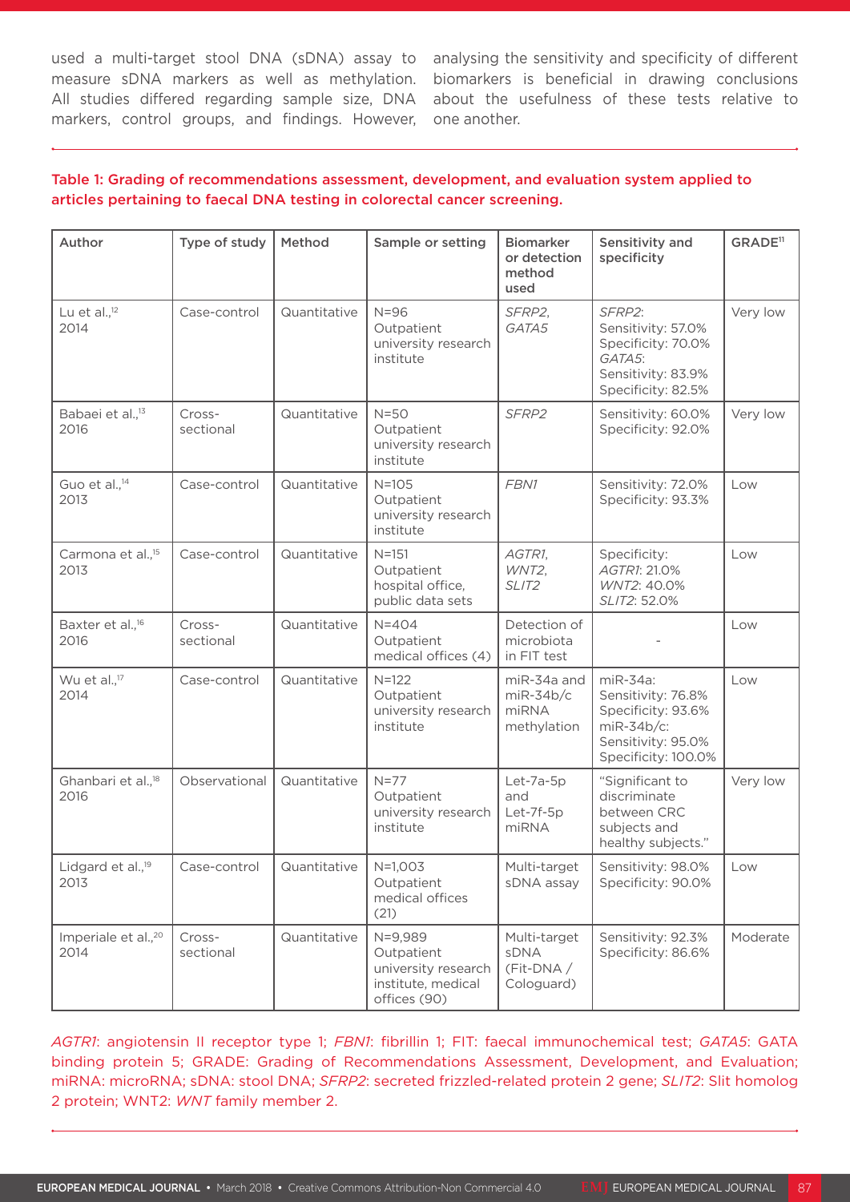used a multi-target stool DNA (sDNA) assay to measure sDNA markers as well as methylation. All studies differed regarding sample size, DNA markers, control groups, and findings. However, analysing the sensitivity and specificity of different biomarkers is beneficial in drawing conclusions about the usefulness of these tests relative to one another.

**Table 1: Grading of recommendations assessment, development, and evaluation system applied to articles pertaining to faecal DNA testing in colorectal cancer screening.**

| Author | Type of study | Method | Sample or setting | Biomarker or detection method used | Sensitivity and specificity | GRADE[11] |
|---|---|---|---|---|---|---|
| Lu et al.,[12] 2014 | Case-control | Quantitative | N=96 Outpatient university research institute | *SFRP2*, *GATA5* | *SFRP2*: Sensitivity: 57.0% Specificity: 70.0% *GATA5*: Sensitivity: 83.9% Specificity: 82.5% | Very low |
| Babaei et al.,[13] 2016 | Cross-sectional | Quantitative | N=50 Outpatient university research institute | *SFRP2* | Sensitivity: 60.0% Specificity: 92.0% | Very low |
| Guo et al.,[14] 2013 | Case-control | Quantitative | N=105 Outpatient university research institute | *FBN1* | Sensitivity: 72.0% Specificity: 93.3% | Low |
| Carmona et al.,[15] 2013 | Case-control | Quantitative | N=151 Outpatient hospital office, public data sets | *AGTR1*, *WNT2*, *SLIT2* | Specificity: *AGTR1*: 21.0% *WNT2*: 40.0% *SLIT2*: 52.0% | Low |
| Baxter et al.,[16] 2016 | Cross-sectional | Quantitative | N=404 Outpatient medical offices (4) | Detection of microbiota in FIT test | - | Low |
| Wu et al.,[17] 2014 | Case-control | Quantitative | N=122 Outpatient university research institute | miR-34a and miR-34b/c miRNA methylation | miR-34a: Sensitivity: 76.8% Specificity: 93.6% miR-34b/c: Sensitivity: 95.0% Specificity: 100.0% | Low |
| Ghanbari et al.,[18] 2016 | Observational | Quantitative | N=77 Outpatient university research institute | Let-7a-5p and Let-7f-5p miRNA | "Significant to discriminate between CRC subjects and healthy subjects." | Very low |
| Lidgard et al.,[19] 2013 | Case-control | Quantitative | N=1,003 Outpatient medical offices (21) | Multi-target sDNA assay | Sensitivity: 98.0% Specificity: 90.0% | Low |
| Imperiale et al.,[20] 2014 | Cross-sectional | Quantitative | N=9,989 Outpatient university research institute, medical offices (90) | Multi-target sDNA (Fit-DNA / Cologuard) | Sensitivity: 92.3% Specificity: 86.6% | Moderate |

*AGTR1*: angiotensin II receptor type 1; *FBN1*: fibrillin 1; FIT: faecal immunochemical test; *GATA5*: GATA binding protein 5; GRADE: Grading of Recommendations Assessment, Development, and Evaluation; miRNA: microRNA; sDNA: stool DNA; *SFRP2*: secreted frizzled-related protein 2 gene; *SLIT2*: Slit homolog 2 protein; WNT2: *WNT* family member 2.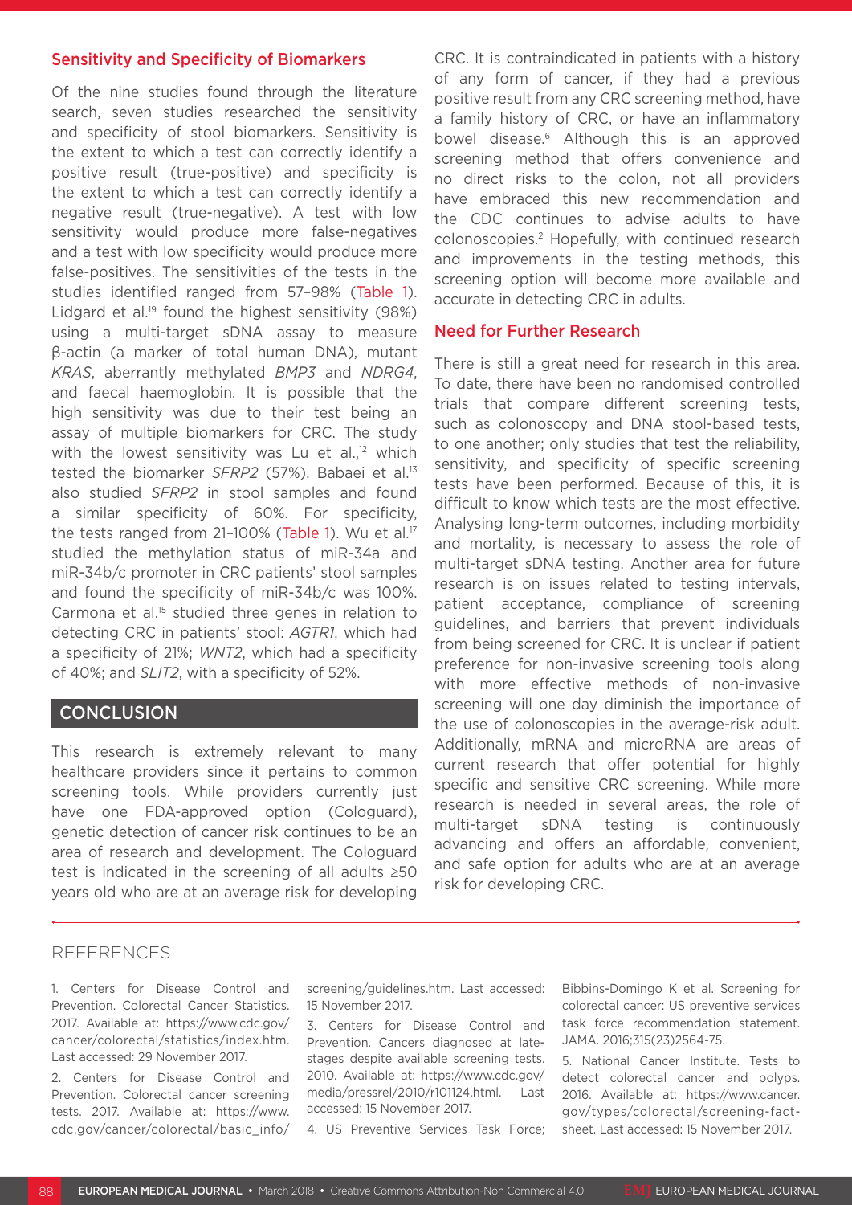### Sensitivity and Specificity of Biomarkers

Of the nine studies found through the literature search, seven studies researched the sensitivity and specificity of stool biomarkers. Sensitivity is the extent to which a test can correctly identify a positive result (true-positive) and specificity is the extent to which a test can correctly identify a negative result (true-negative). A test with low sensitivity would produce more false-negatives and a test with low specificity would produce more false-positives. The sensitivities of the tests in the studies identified ranged from 57–98% (Table 1). Lidgard et al.[19] found the highest sensitivity (98%) using a multi-target sDNA assay to measure β-actin (a marker of total human DNA), mutant *KRAS*, aberrantly methylated *BMP3* and *NDRG4*, and faecal haemoglobin. It is possible that the high sensitivity was due to their test being an assay of multiple biomarkers for CRC. The study with the lowest sensitivity was Lu et al.,[12] which tested the biomarker *SFRP2* (57%). Babaei et al.[13] also studied *SFRP2* in stool samples and found a similar specificity of 60%. For specificity, the tests ranged from 21–100% (Table 1). Wu et al.[17] studied the methylation status of miR-34a and miR-34b/c promoter in CRC patients' stool samples and found the specificity of miR-34b/c was 100%. Carmona et al.[15] studied three genes in relation to detecting CRC in patients' stool: *AGTR1*, which had a specificity of 21%; *WNT2*, which had a specificity of 40%; and *SLIT2*, with a specificity of 52%.

## CONCLUSION

This research is extremely relevant to many healthcare providers since it pertains to common screening tools. While providers currently just have one FDA-approved option (Cologuard), genetic detection of cancer risk continues to be an area of research and development. The Cologuard test is indicated in the screening of all adults ≥50 years old who are at an average risk for developing CRC. It is contraindicated in patients with a history of any form of cancer, if they had a previous positive result from any CRC screening method, have a family history of CRC, or have an inflammatory bowel disease.[6] Although this is an approved screening method that offers convenience and no direct risks to the colon, not all providers have embraced this new recommendation and the CDC continues to advise adults to have colonoscopies.[2] Hopefully, with continued research and improvements in the testing methods, this screening option will become more available and accurate in detecting CRC in adults.

### Need for Further Research

There is still a great need for research in this area. To date, there have been no randomised controlled trials that compare different screening tests, such as colonoscopy and DNA stool-based tests, to one another; only studies that test the reliability, sensitivity, and specificity of specific screening tests have been performed. Because of this, it is difficult to know which tests are the most effective. Analysing long-term outcomes, including morbidity and mortality, is necessary to assess the role of multi-target sDNA testing. Another area for future research is on issues related to testing intervals, patient acceptance, compliance of screening guidelines, and barriers that prevent individuals from being screened for CRC. It is unclear if patient preference for non-invasive screening tools along with more effective methods of non-invasive screening will one day diminish the importance of the use of colonoscopies in the average-risk adult. Additionally, mRNA and microRNA are areas of current research that offer potential for highly specific and sensitive CRC screening. While more research is needed in several areas, the role of multi-target sDNA testing is continuously advancing and offers an affordable, convenient, and safe option for adults who are at an average risk for developing CRC.

## REFERENCES

1. Centers for Disease Control and Prevention. Colorectal Cancer Statistics. 2017. Available at: https://www.cdc.gov/cancer/colorectal/statistics/index.htm. Last accessed: 29 November 2017.

2. Centers for Disease Control and Prevention. Colorectal cancer screening tests. 2017. Available at: https://www.cdc.gov/cancer/colorectal/basic_info/screening/guidelines.htm. Last accessed: 15 November 2017.

3. Centers for Disease Control and Prevention. Cancers diagnosed at late-stages despite available screening tests. 2010. Available at: https://www.cdc.gov/media/pressrel/2010/r101124.html. Last accessed: 15 November 2017.

4. US Preventive Services Task Force; Bibbins-Domingo K et al. Screening for colorectal cancer: US preventive services task force recommendation statement. JAMA. 2016;315(23)2564-75.

5. National Cancer Institute. Tests to detect colorectal cancer and polyps. 2016. Available at: https://www.cancer.gov/types/colorectal/screening-fact-sheet. Last accessed: 15 November 2017.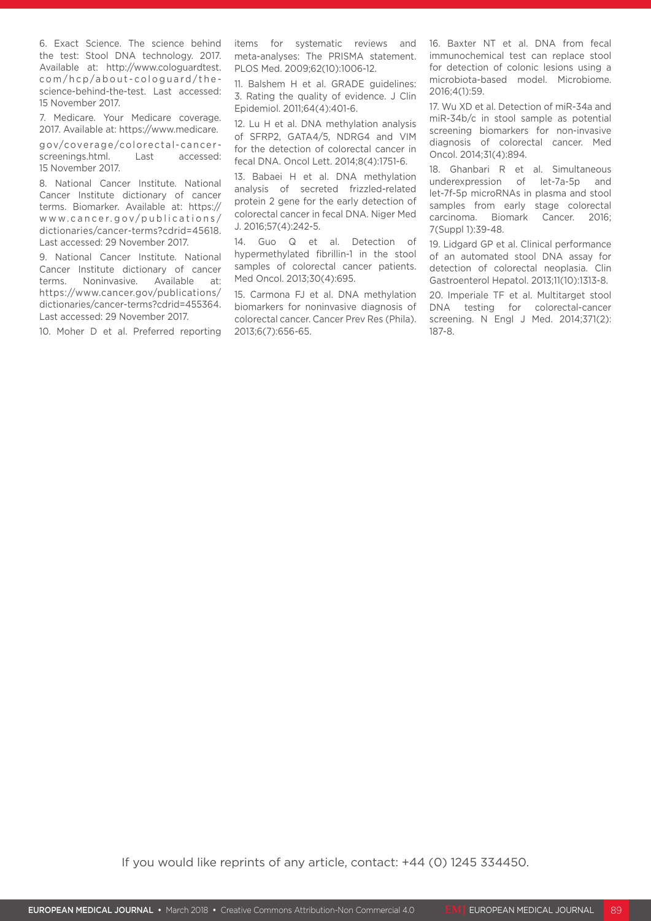6. Exact Science. The science behind the test: Stool DNA technology. 2017. Available at: http://www.cologuardtest.com/hcp/about-cologuard/the-science-behind-the-test. Last accessed: 15 November 2017.

7. Medicare. Your Medicare coverage. 2017. Available at: https://www.medicare.gov/coverage/colorectal-cancer-screenings.html. Last accessed: 15 November 2017.

8. National Cancer Institute. National Cancer Institute dictionary of cancer terms. Biomarker. Available at: https://www.cancer.gov/publications/dictionaries/cancer-terms?cdrid=45618. Last accessed: 29 November 2017.

9. National Cancer Institute. National Cancer Institute dictionary of cancer terms. Noninvasive. Available at: https://www.cancer.gov/publications/dictionaries/cancer-terms?cdrid=455364. Last accessed: 29 November 2017.

10. Moher D et al. Preferred reporting items for systematic reviews and meta-analyses: The PRISMA statement. PLOS Med. 2009;62(10):1006-12.

11. Balshem H et al. GRADE guidelines: 3. Rating the quality of evidence. J Clin Epidemiol. 2011;64(4):401-6.

12. Lu H et al. DNA methylation analysis of SFRP2, GATA4/5, NDRG4 and VIM for the detection of colorectal cancer in fecal DNA. Oncol Lett. 2014;8(4):1751-6.

13. Babaei H et al. DNA methylation analysis of secreted frizzled-related protein 2 gene for the early detection of colorectal cancer in fecal DNA. Niger Med J. 2016;57(4):242-5.

14. Guo Q et al. Detection of hypermethylated fibrillin-1 in the stool samples of colorectal cancer patients. Med Oncol. 2013;30(4):695.

15. Carmona FJ et al. DNA methylation biomarkers for noninvasive diagnosis of colorectal cancer. Cancer Prev Res (Phila). 2013;6(7):656-65.

16. Baxter NT et al. DNA from fecal immunochemical test can replace stool for detection of colonic lesions using a microbiota-based model. Microbiome. 2016;4(1):59.

17. Wu XD et al. Detection of miR-34a and miR-34b/c in stool sample as potential screening biomarkers for non-invasive diagnosis of colorectal cancer. Med Oncol. 2014;31(4):894.

18. Ghanbari R et al. Simultaneous underexpression of let-7a-5p and let-7f-5p microRNAs in plasma and stool samples from early stage colorectal carcinoma. Biomark Cancer. 2016; 7(Suppl 1):39-48.

19. Lidgard GP et al. Clinical performance of an automated stool DNA assay for detection of colorectal neoplasia. Clin Gastroenterol Hepatol. 2013;11(10):1313-8.

20. Imperiale TF et al. Multitarget stool DNA testing for colorectal-cancer screening. N Engl J Med. 2014;371(2): 187-8.

If you would like reprints of any article, contact: +44 (0) 1245 334450.